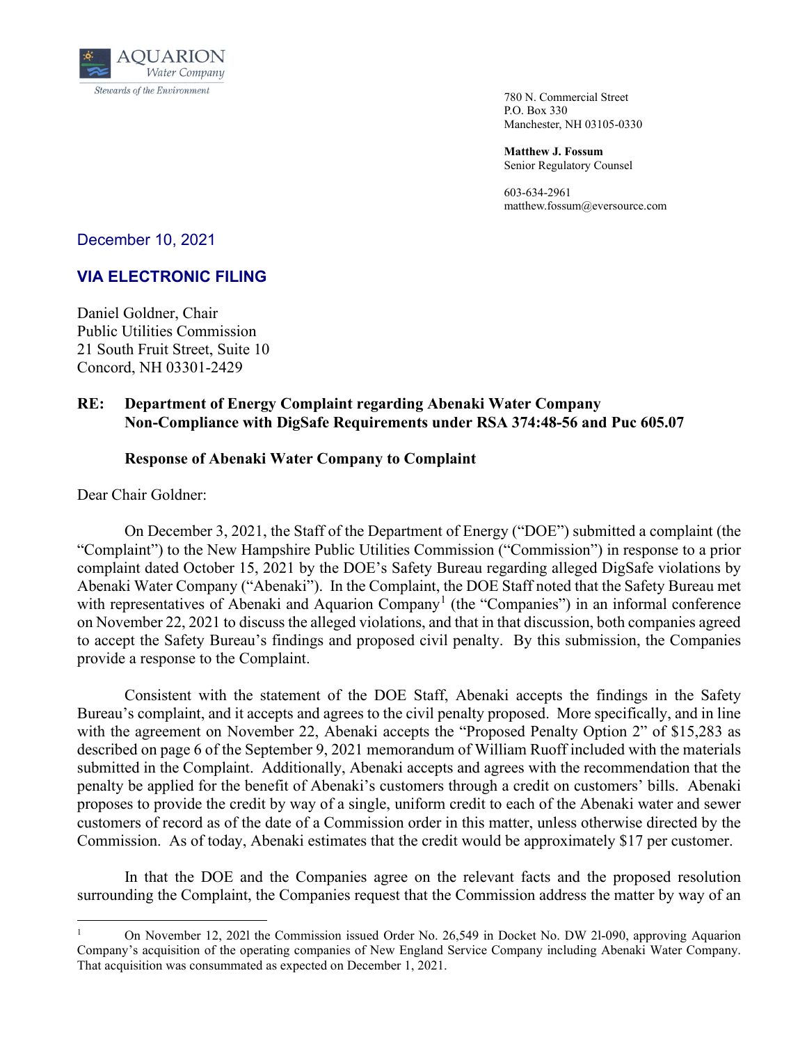**AQUARION**
*Water Company*
*Stewards of the Environment*

780 N. Commercial Street
P.O. Box 330
Manchester, NH 03105-0330

**Matthew J. Fossum**
Senior Regulatory Counsel

603-634-2961
matthew.fossum@eversource.com

December 10, 2021

**VIA ELECTRONIC FILING**

Daniel Goldner, Chair
Public Utilities Commission
21 South Fruit Street, Suite 10
Concord, NH 03301-2429

**RE: Department of Energy Complaint regarding Abenaki Water Company Non-Compliance with DigSafe Requirements under RSA 374:48-56 and Puc 605.07**

**Response of Abenaki Water Company to Complaint**

Dear Chair Goldner:

On December 3, 2021, the Staff of the Department of Energy ("DOE") submitted a complaint (the "Complaint") to the New Hampshire Public Utilities Commission ("Commission") in response to a prior complaint dated October 15, 2021 by the DOE's Safety Bureau regarding alleged DigSafe violations by Abenaki Water Company ("Abenaki"). In the Complaint, the DOE Staff noted that the Safety Bureau met with representatives of Abenaki and Aquarion Company[1] (the "Companies") in an informal conference on November 22, 2021 to discuss the alleged violations, and that in that discussion, both companies agreed to accept the Safety Bureau's findings and proposed civil penalty. By this submission, the Companies provide a response to the Complaint.

Consistent with the statement of the DOE Staff, Abenaki accepts the findings in the Safety Bureau's complaint, and it accepts and agrees to the civil penalty proposed. More specifically, and in line with the agreement on November 22, Abenaki accepts the "Proposed Penalty Option 2" of $15,283 as described on page 6 of the September 9, 2021 memorandum of William Ruoff included with the materials submitted in the Complaint. Additionally, Abenaki accepts and agrees with the recommendation that the penalty be applied for the benefit of Abenaki's customers through a credit on customers' bills. Abenaki proposes to provide the credit by way of a single, uniform credit to each of the Abenaki water and sewer customers of record as of the date of a Commission order in this matter, unless otherwise directed by the Commission. As of today, Abenaki estimates that the credit would be approximately $17 per customer.

In that the DOE and the Companies agree on the relevant facts and the proposed resolution surrounding the Complaint, the Companies request that the Commission address the matter by way of an

---

[1] On November 12, 2021 the Commission issued Order No. 26,549 in Docket No. DW 21-090, approving Aquarion Company's acquisition of the operating companies of New England Service Company including Abenaki Water Company. That acquisition was consummated as expected on December 1, 2021.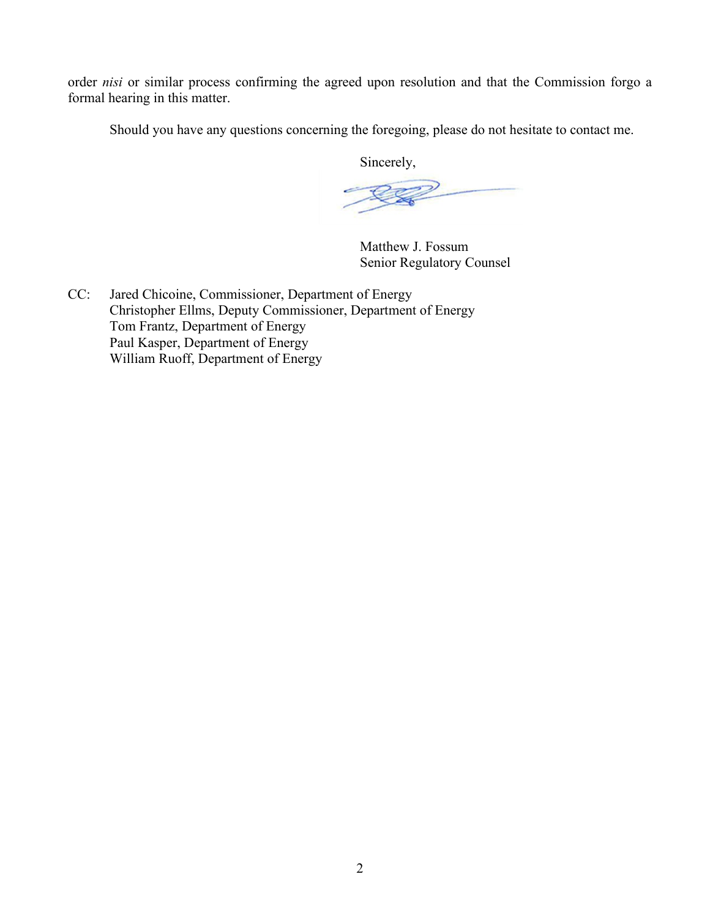order *nisi* or similar process confirming the agreed upon resolution and that the Commission forgo a formal hearing in this matter.

Should you have any questions concerning the foregoing, please do not hesitate to contact me.

Sincerely,

Matthew J. Fossum
Senior Regulatory Counsel

CC: Jared Chicoine, Commissioner, Department of Energy
Christopher Ellms, Deputy Commissioner, Department of Energy
Tom Frantz, Department of Energy
Paul Kasper, Department of Energy
William Ruoff, Department of Energy